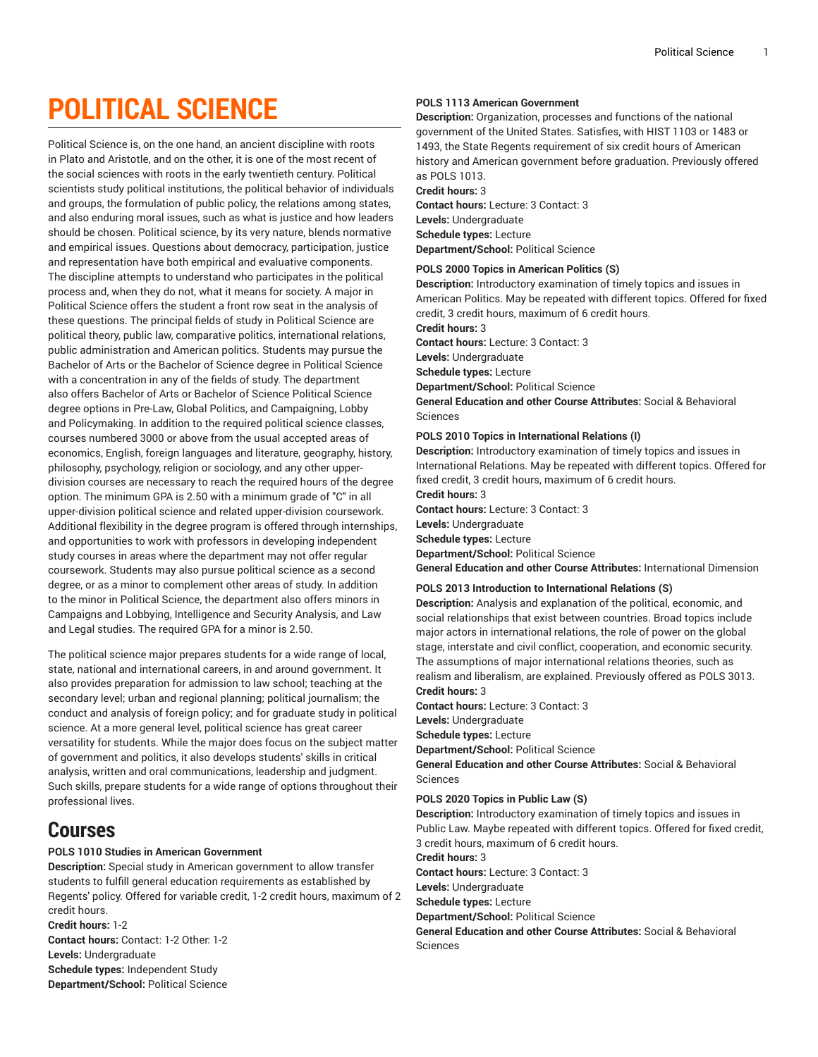# POLITICAL SCIENCE

Political Science is, on the one hand, an ancient discipline with roots in Plato and Aristotle, and on the other, it is one of the most recent of the social sciences with roots in the early twentieth century. Political scientists study political institutions, the political behavior of individuals and groups, the formulation of public policy, the relations among states, and also enduring moral issues, such as what is justice and how leaders should be chosen. Political science, by its very nature, blends normative and empirical issues. Questions about democracy, participation, justice and representation have both empirical and evaluative components. The discipline attempts to understand who participates in the political process and, when they do not, what it means for society. A major in Political Science offers the student a front row seat in the analysis of these questions. The principal fields of study in Political Science are political theory, public law, comparative politics, international relations, public administration and American politics. Students may pursue the Bachelor of Arts or the Bachelor of Science degree in Political Science with a concentration in any of the fields of study. The department also offers Bachelor of Arts or Bachelor of Science Political Science degree options in Pre-Law, Global Politics, and Campaigning, Lobby and Policymaking. In addition to the required political science classes, courses numbered 3000 or above from the usual accepted areas of economics, English, foreign languages and literature, geography, history, philosophy, psychology, religion or sociology, and any other upper-division courses are necessary to reach the required hours of the degree option. The minimum GPA is 2.50 with a minimum grade of "C" in all upper-division political science and related upper-division coursework. Additional flexibility in the degree program is offered through internships, and opportunities to work with professors in developing independent study courses in areas where the department may not offer regular coursework. Students may also pursue political science as a second degree, or as a minor to complement other areas of study. In addition to the minor in Political Science, the department also offers minors in Campaigns and Lobbying, Intelligence and Security Analysis, and Law and Legal studies. The required GPA for a minor is 2.50.

The political science major prepares students for a wide range of local, state, national and international careers, in and around government. It also provides preparation for admission to law school; teaching at the secondary level; urban and regional planning; political journalism; the conduct and analysis of foreign policy; and for graduate study in political science. At a more general level, political science has great career versatility for students. While the major does focus on the subject matter of government and politics, it also develops students' skills in critical analysis, written and oral communications, leadership and judgment. Such skills, prepare students for a wide range of options throughout their professional lives.

## Courses

**POLS 1010 Studies in American Government**
**Description:** Special study in American government to allow transfer students to fulfill general education requirements as established by Regents' policy. Offered for variable credit, 1-2 credit hours, maximum of 2 credit hours.
**Credit hours:** 1-2
**Contact hours:** Contact: 1-2 Other: 1-2
**Levels:** Undergraduate
**Schedule types:** Independent Study
**Department/School:** Political Science

**POLS 1113 American Government**
**Description:** Organization, processes and functions of the national government of the United States. Satisfies, with HIST 1103 or 1483 or 1493, the State Regents requirement of six credit hours of American history and American government before graduation. Previously offered as POLS 1013.
**Credit hours:** 3
**Contact hours:** Lecture: 3 Contact: 3
**Levels:** Undergraduate
**Schedule types:** Lecture
**Department/School:** Political Science

**POLS 2000 Topics in American Politics (S)**
**Description:** Introductory examination of timely topics and issues in American Politics. May be repeated with different topics. Offered for fixed credit, 3 credit hours, maximum of 6 credit hours.
**Credit hours:** 3
**Contact hours:** Lecture: 3 Contact: 3
**Levels:** Undergraduate
**Schedule types:** Lecture
**Department/School:** Political Science
**General Education and other Course Attributes:** Social & Behavioral Sciences

**POLS 2010 Topics in International Relations (I)**
**Description:** Introductory examination of timely topics and issues in International Relations. May be repeated with different topics. Offered for fixed credit, 3 credit hours, maximum of 6 credit hours.
**Credit hours:** 3
**Contact hours:** Lecture: 3 Contact: 3
**Levels:** Undergraduate
**Schedule types:** Lecture
**Department/School:** Political Science
**General Education and other Course Attributes:** International Dimension

**POLS 2013 Introduction to International Relations (S)**
**Description:** Analysis and explanation of the political, economic, and social relationships that exist between countries. Broad topics include major actors in international relations, the role of power on the global stage, interstate and civil conflict, cooperation, and economic security. The assumptions of major international relations theories, such as realism and liberalism, are explained. Previously offered as POLS 3013.
**Credit hours:** 3
**Contact hours:** Lecture: 3 Contact: 3
**Levels:** Undergraduate
**Schedule types:** Lecture
**Department/School:** Political Science
**General Education and other Course Attributes:** Social & Behavioral Sciences

**POLS 2020 Topics in Public Law (S)**
**Description:** Introductory examination of timely topics and issues in Public Law. Maybe repeated with different topics. Offered for fixed credit, 3 credit hours, maximum of 6 credit hours.
**Credit hours:** 3
**Contact hours:** Lecture: 3 Contact: 3
**Levels:** Undergraduate
**Schedule types:** Lecture
**Department/School:** Political Science
**General Education and other Course Attributes:** Social & Behavioral Sciences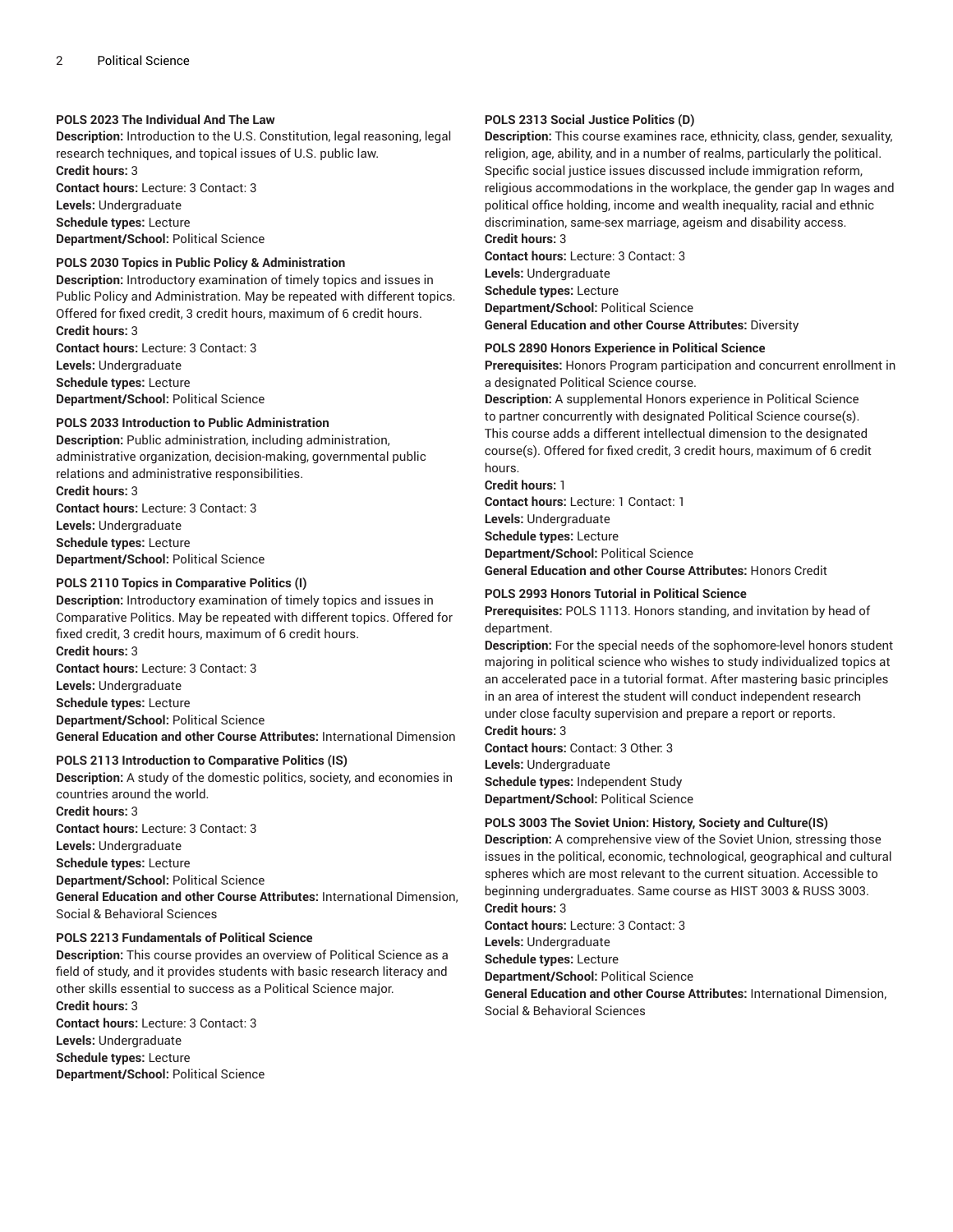#### POLS 2023 The Individual And The Law

**Description:** Introduction to the U.S. Constitution, legal reasoning, legal research techniques, and topical issues of U.S. public law.
**Credit hours:** 3
**Contact hours:** Lecture: 3 Contact: 3
**Levels:** Undergraduate
**Schedule types:** Lecture
**Department/School:** Political Science

#### POLS 2030 Topics in Public Policy & Administration

**Description:** Introductory examination of timely topics and issues in Public Policy and Administration. May be repeated with different topics. Offered for fixed credit, 3 credit hours, maximum of 6 credit hours.
**Credit hours:** 3
**Contact hours:** Lecture: 3 Contact: 3
**Levels:** Undergraduate
**Schedule types:** Lecture
**Department/School:** Political Science

#### POLS 2033 Introduction to Public Administration

**Description:** Public administration, including administration, administrative organization, decision-making, governmental public relations and administrative responsibilities.
**Credit hours:** 3
**Contact hours:** Lecture: 3 Contact: 3
**Levels:** Undergraduate
**Schedule types:** Lecture
**Department/School:** Political Science

#### POLS 2110 Topics in Comparative Politics (I)

**Description:** Introductory examination of timely topics and issues in Comparative Politics. May be repeated with different topics. Offered for fixed credit, 3 credit hours, maximum of 6 credit hours.
**Credit hours:** 3
**Contact hours:** Lecture: 3 Contact: 3
**Levels:** Undergraduate
**Schedule types:** Lecture
**Department/School:** Political Science
**General Education and other Course Attributes:** International Dimension

#### POLS 2113 Introduction to Comparative Politics (IS)

**Description:** A study of the domestic politics, society, and economies in countries around the world.
**Credit hours:** 3
**Contact hours:** Lecture: 3 Contact: 3
**Levels:** Undergraduate
**Schedule types:** Lecture
**Department/School:** Political Science
**General Education and other Course Attributes:** International Dimension, Social & Behavioral Sciences

#### POLS 2213 Fundamentals of Political Science

**Description:** This course provides an overview of Political Science as a field of study, and it provides students with basic research literacy and other skills essential to success as a Political Science major.
**Credit hours:** 3
**Contact hours:** Lecture: 3 Contact: 3
**Levels:** Undergraduate
**Schedule types:** Lecture
**Department/School:** Political Science

#### POLS 2313 Social Justice Politics (D)

**Description:** This course examines race, ethnicity, class, gender, sexuality, religion, age, ability, and in a number of realms, particularly the political. Specific social justice issues discussed include immigration reform, religious accommodations in the workplace, the gender gap In wages and political office holding, income and wealth inequality, racial and ethnic discrimination, same-sex marriage, ageism and disability access.
**Credit hours:** 3
**Contact hours:** Lecture: 3 Contact: 3
**Levels:** Undergraduate
**Schedule types:** Lecture
**Department/School:** Political Science
**General Education and other Course Attributes:** Diversity

#### POLS 2890 Honors Experience in Political Science

**Prerequisites:** Honors Program participation and concurrent enrollment in a designated Political Science course.
**Description:** A supplemental Honors experience in Political Science to partner concurrently with designated Political Science course(s). This course adds a different intellectual dimension to the designated course(s). Offered for fixed credit, 3 credit hours, maximum of 6 credit hours.
**Credit hours:** 1
**Contact hours:** Lecture: 1 Contact: 1
**Levels:** Undergraduate
**Schedule types:** Lecture
**Department/School:** Political Science
**General Education and other Course Attributes:** Honors Credit

#### POLS 2993 Honors Tutorial in Political Science

**Prerequisites:** POLS 1113. Honors standing, and invitation by head of department.
**Description:** For the special needs of the sophomore-level honors student majoring in political science who wishes to study individualized topics at an accelerated pace in a tutorial format. After mastering basic principles in an area of interest the student will conduct independent research under close faculty supervision and prepare a report or reports.
**Credit hours:** 3
**Contact hours:** Contact: 3 Other: 3
**Levels:** Undergraduate
**Schedule types:** Independent Study
**Department/School:** Political Science

#### POLS 3003 The Soviet Union: History, Society and Culture(IS)

**Description:** A comprehensive view of the Soviet Union, stressing those issues in the political, economic, technological, geographical and cultural spheres which are most relevant to the current situation. Accessible to beginning undergraduates. Same course as HIST 3003 & RUSS 3003.
**Credit hours:** 3
**Contact hours:** Lecture: 3 Contact: 3
**Levels:** Undergraduate
**Schedule types:** Lecture
**Department/School:** Political Science
**General Education and other Course Attributes:** International Dimension, Social & Behavioral Sciences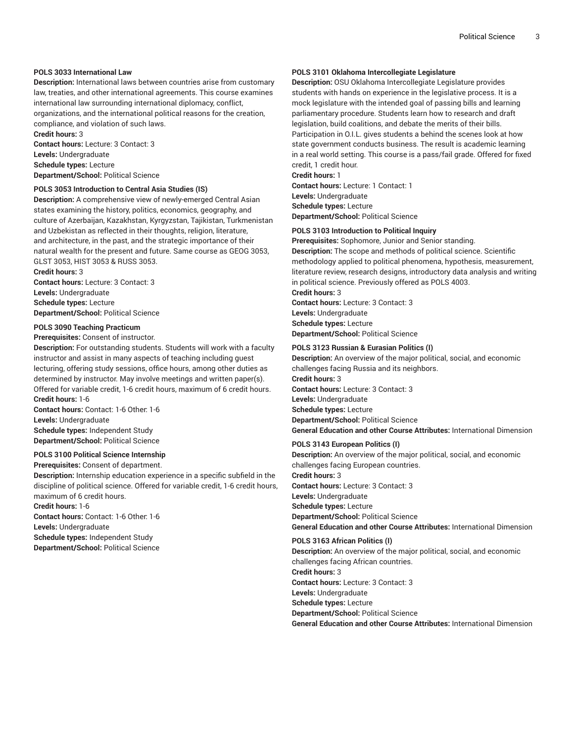**POLS 3033 International Law**
**Description:** International laws between countries arise from customary law, treaties, and other international agreements. This course examines international law surrounding international diplomacy, conflict, organizations, and the international political reasons for the creation, compliance, and violation of such laws.
**Credit hours:** 3
**Contact hours:** Lecture: 3 Contact: 3
**Levels:** Undergraduate
**Schedule types:** Lecture
**Department/School:** Political Science

**POLS 3053 Introduction to Central Asia Studies (IS)**
**Description:** A comprehensive view of newly-emerged Central Asian states examining the history, politics, economics, geography, and culture of Azerbaijan, Kazakhstan, Kyrgyzstan, Tajikistan, Turkmenistan and Uzbekistan as reflected in their thoughts, religion, literature, and architecture, in the past, and the strategic importance of their natural wealth for the present and future. Same course as GEOG 3053, GLST 3053, HIST 3053 & RUSS 3053.
**Credit hours:** 3
**Contact hours:** Lecture: 3 Contact: 3
**Levels:** Undergraduate
**Schedule types:** Lecture
**Department/School:** Political Science

**POLS 3090 Teaching Practicum**
**Prerequisites:** Consent of instructor.
**Description:** For outstanding students. Students will work with a faculty instructor and assist in many aspects of teaching including guest lecturing, offering study sessions, office hours, among other duties as determined by instructor. May involve meetings and written paper(s). Offered for variable credit, 1-6 credit hours, maximum of 6 credit hours.
**Credit hours:** 1-6
**Contact hours:** Contact: 1-6 Other: 1-6
**Levels:** Undergraduate
**Schedule types:** Independent Study
**Department/School:** Political Science

**POLS 3100 Political Science Internship**
**Prerequisites:** Consent of department.
**Description:** Internship education experience in a specific subfield in the discipline of political science. Offered for variable credit, 1-6 credit hours, maximum of 6 credit hours.
**Credit hours:** 1-6
**Contact hours:** Contact: 1-6 Other: 1-6
**Levels:** Undergraduate
**Schedule types:** Independent Study
**Department/School:** Political Science

**POLS 3101 Oklahoma Intercollegiate Legislature**
**Description:** OSU Oklahoma Intercollegiate Legislature provides students with hands on experience in the legislative process. It is a mock legislature with the intended goal of passing bills and learning parliamentary procedure. Students learn how to research and draft legislation, build coalitions, and debate the merits of their bills. Participation in O.I.L. gives students a behind the scenes look at how state government conducts business. The result is academic learning in a real world setting. This course is a pass/fail grade. Offered for fixed credit, 1 credit hour.
**Credit hours:** 1
**Contact hours:** Lecture: 1 Contact: 1
**Levels:** Undergraduate
**Schedule types:** Lecture
**Department/School:** Political Science

**POLS 3103 Introduction to Political Inquiry**
**Prerequisites:** Sophomore, Junior and Senior standing.
**Description:** The scope and methods of political science. Scientific methodology applied to political phenomena, hypothesis, measurement, literature review, research designs, introductory data analysis and writing in political science. Previously offered as POLS 4003.
**Credit hours:** 3
**Contact hours:** Lecture: 3 Contact: 3
**Levels:** Undergraduate
**Schedule types:** Lecture
**Department/School:** Political Science

**POLS 3123 Russian & Eurasian Politics (I)**
**Description:** An overview of the major political, social, and economic challenges facing Russia and its neighbors.
**Credit hours:** 3
**Contact hours:** Lecture: 3 Contact: 3
**Levels:** Undergraduate
**Schedule types:** Lecture
**Department/School:** Political Science
**General Education and other Course Attributes:** International Dimension

**POLS 3143 European Politics (I)**
**Description:** An overview of the major political, social, and economic challenges facing European countries.
**Credit hours:** 3
**Contact hours:** Lecture: 3 Contact: 3
**Levels:** Undergraduate
**Schedule types:** Lecture
**Department/School:** Political Science
**General Education and other Course Attributes:** International Dimension

**POLS 3163 African Politics (I)**
**Description:** An overview of the major political, social, and economic challenges facing African countries.
**Credit hours:** 3
**Contact hours:** Lecture: 3 Contact: 3
**Levels:** Undergraduate
**Schedule types:** Lecture
**Department/School:** Political Science
**General Education and other Course Attributes:** International Dimension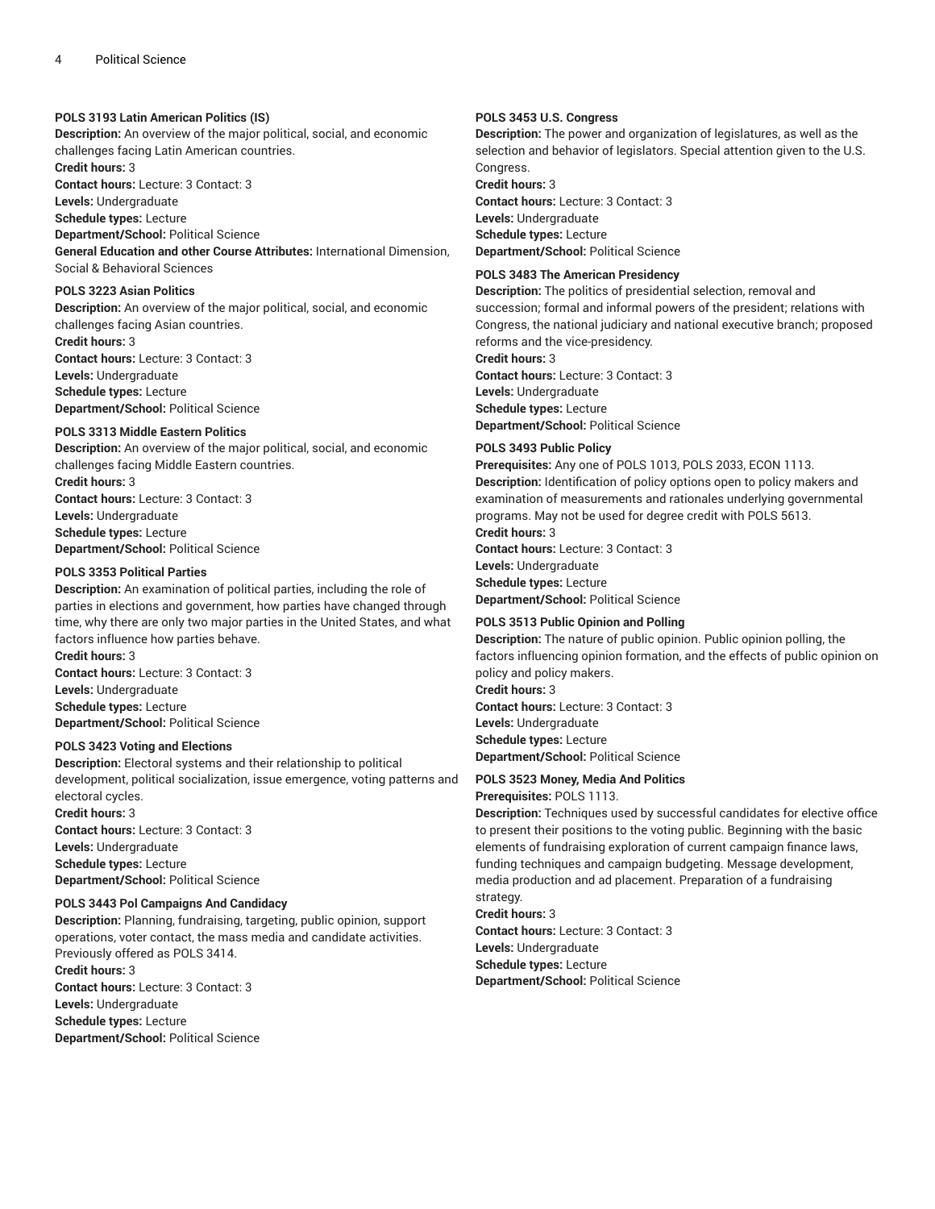#### POLS 3193 Latin American Politics (IS)

**Description:** An overview of the major political, social, and economic challenges facing Latin American countries.
**Credit hours:** 3
**Contact hours:** Lecture: 3 Contact: 3
**Levels:** Undergraduate
**Schedule types:** Lecture
**Department/School:** Political Science
**General Education and other Course Attributes:** International Dimension, Social & Behavioral Sciences

#### POLS 3223 Asian Politics

**Description:** An overview of the major political, social, and economic challenges facing Asian countries.
**Credit hours:** 3
**Contact hours:** Lecture: 3 Contact: 3
**Levels:** Undergraduate
**Schedule types:** Lecture
**Department/School:** Political Science

#### POLS 3313 Middle Eastern Politics

**Description:** An overview of the major political, social, and economic challenges facing Middle Eastern countries.
**Credit hours:** 3
**Contact hours:** Lecture: 3 Contact: 3
**Levels:** Undergraduate
**Schedule types:** Lecture
**Department/School:** Political Science

#### POLS 3353 Political Parties

**Description:** An examination of political parties, including the role of parties in elections and government, how parties have changed through time, why there are only two major parties in the United States, and what factors influence how parties behave.
**Credit hours:** 3
**Contact hours:** Lecture: 3 Contact: 3
**Levels:** Undergraduate
**Schedule types:** Lecture
**Department/School:** Political Science

#### POLS 3423 Voting and Elections

**Description:** Electoral systems and their relationship to political development, political socialization, issue emergence, voting patterns and electoral cycles.
**Credit hours:** 3
**Contact hours:** Lecture: 3 Contact: 3
**Levels:** Undergraduate
**Schedule types:** Lecture
**Department/School:** Political Science

#### POLS 3443 Pol Campaigns And Candidacy

**Description:** Planning, fundraising, targeting, public opinion, support operations, voter contact, the mass media and candidate activities. Previously offered as POLS 3414.
**Credit hours:** 3
**Contact hours:** Lecture: 3 Contact: 3
**Levels:** Undergraduate
**Schedule types:** Lecture
**Department/School:** Political Science

#### POLS 3453 U.S. Congress

**Description:** The power and organization of legislatures, as well as the selection and behavior of legislators. Special attention given to the U.S. Congress.
**Credit hours:** 3
**Contact hours:** Lecture: 3 Contact: 3
**Levels:** Undergraduate
**Schedule types:** Lecture
**Department/School:** Political Science

#### POLS 3483 The American Presidency

**Description:** The politics of presidential selection, removal and succession; formal and informal powers of the president; relations with Congress, the national judiciary and national executive branch; proposed reforms and the vice-presidency.
**Credit hours:** 3
**Contact hours:** Lecture: 3 Contact: 3
**Levels:** Undergraduate
**Schedule types:** Lecture
**Department/School:** Political Science

#### POLS 3493 Public Policy

**Prerequisites:** Any one of POLS 1013, POLS 2033, ECON 1113.
**Description:** Identification of policy options open to policy makers and examination of measurements and rationales underlying governmental programs. May not be used for degree credit with POLS 5613.
**Credit hours:** 3
**Contact hours:** Lecture: 3 Contact: 3
**Levels:** Undergraduate
**Schedule types:** Lecture
**Department/School:** Political Science

#### POLS 3513 Public Opinion and Polling

**Description:** The nature of public opinion. Public opinion polling, the factors influencing opinion formation, and the effects of public opinion on policy and policy makers.
**Credit hours:** 3
**Contact hours:** Lecture: 3 Contact: 3
**Levels:** Undergraduate
**Schedule types:** Lecture
**Department/School:** Political Science

#### POLS 3523 Money, Media And Politics

**Prerequisites:** POLS 1113.
**Description:** Techniques used by successful candidates for elective office to present their positions to the voting public. Beginning with the basic elements of fundraising exploration of current campaign finance laws, funding techniques and campaign budgeting. Message development, media production and ad placement. Preparation of a fundraising strategy.
**Credit hours:** 3
**Contact hours:** Lecture: 3 Contact: 3
**Levels:** Undergraduate
**Schedule types:** Lecture
**Department/School:** Political Science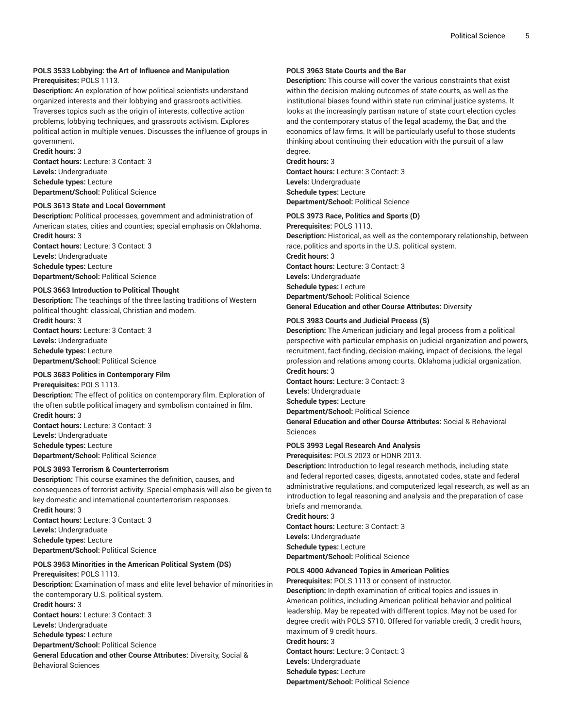**POLS 3533 Lobbying: the Art of Influence and Manipulation**
**Prerequisites:** POLS 1113.
**Description:** An exploration of how political scientists understand organized interests and their lobbying and grassroots activities. Traverses topics such as the origin of interests, collective action problems, lobbying techniques, and grassroots activism. Explores political action in multiple venues. Discusses the influence of groups in government.
**Credit hours:** 3
**Contact hours:** Lecture: 3 Contact: 3
**Levels:** Undergraduate
**Schedule types:** Lecture
**Department/School:** Political Science

**POLS 3613 State and Local Government**
**Description:** Political processes, government and administration of American states, cities and counties; special emphasis on Oklahoma.
**Credit hours:** 3
**Contact hours:** Lecture: 3 Contact: 3
**Levels:** Undergraduate
**Schedule types:** Lecture
**Department/School:** Political Science

**POLS 3663 Introduction to Political Thought**
**Description:** The teachings of the three lasting traditions of Western political thought: classical, Christian and modern.
**Credit hours:** 3
**Contact hours:** Lecture: 3 Contact: 3
**Levels:** Undergraduate
**Schedule types:** Lecture
**Department/School:** Political Science

**POLS 3683 Politics in Contemporary Film**
**Prerequisites:** POLS 1113.
**Description:** The effect of politics on contemporary film. Exploration of the often subtle political imagery and symbolism contained in film.
**Credit hours:** 3
**Contact hours:** Lecture: 3 Contact: 3
**Levels:** Undergraduate
**Schedule types:** Lecture
**Department/School:** Political Science

**POLS 3893 Terrorism & Counterterrorism**
**Description:** This course examines the definition, causes, and consequences of terrorist activity. Special emphasis will also be given to key domestic and international counterterrorism responses.
**Credit hours:** 3
**Contact hours:** Lecture: 3 Contact: 3
**Levels:** Undergraduate
**Schedule types:** Lecture
**Department/School:** Political Science

**POLS 3953 Minorities in the American Political System (DS)**
**Prerequisites:** POLS 1113.
**Description:** Examination of mass and elite level behavior of minorities in the contemporary U.S. political system.
**Credit hours:** 3
**Contact hours:** Lecture: 3 Contact: 3
**Levels:** Undergraduate
**Schedule types:** Lecture
**Department/School:** Political Science
**General Education and other Course Attributes:** Diversity, Social & Behavioral Sciences

**POLS 3963 State Courts and the Bar**
**Description:** This course will cover the various constraints that exist within the decision-making outcomes of state courts, as well as the institutional biases found within state run criminal justice systems. It looks at the increasingly partisan nature of state court election cycles and the contemporary status of the legal academy, the Bar, and the economics of law firms. It will be particularly useful to those students thinking about continuing their education with the pursuit of a law degree.
**Credit hours:** 3
**Contact hours:** Lecture: 3 Contact: 3
**Levels:** Undergraduate
**Schedule types:** Lecture
**Department/School:** Political Science

**POLS 3973 Race, Politics and Sports (D)**
**Prerequisites:** POLS 1113.
**Description:** Historical, as well as the contemporary relationship, between race, politics and sports in the U.S. political system.
**Credit hours:** 3
**Contact hours:** Lecture: 3 Contact: 3
**Levels:** Undergraduate
**Schedule types:** Lecture
**Department/School:** Political Science
**General Education and other Course Attributes:** Diversity

**POLS 3983 Courts and Judicial Process (S)**
**Description:** The American judiciary and legal process from a political perspective with particular emphasis on judicial organization and powers, recruitment, fact-finding, decision-making, impact of decisions, the legal profession and relations among courts. Oklahoma judicial organization.
**Credit hours:** 3
**Contact hours:** Lecture: 3 Contact: 3
**Levels:** Undergraduate
**Schedule types:** Lecture
**Department/School:** Political Science
**General Education and other Course Attributes:** Social & Behavioral Sciences

**POLS 3993 Legal Research And Analysis**
**Prerequisites:** POLS 2023 or HONR 2013.
**Description:** Introduction to legal research methods, including state and federal reported cases, digests, annotated codes, state and federal administrative regulations, and computerized legal research, as well as an introduction to legal reasoning and analysis and the preparation of case briefs and memoranda.
**Credit hours:** 3
**Contact hours:** Lecture: 3 Contact: 3
**Levels:** Undergraduate
**Schedule types:** Lecture
**Department/School:** Political Science

**POLS 4000 Advanced Topics in American Politics**
**Prerequisites:** POLS 1113 or consent of instructor.
**Description:** In-depth examination of critical topics and issues in American politics, including American political behavior and political leadership. May be repeated with different topics. May not be used for degree credit with POLS 5710. Offered for variable credit, 3 credit hours, maximum of 9 credit hours.
**Credit hours:** 3
**Contact hours:** Lecture: 3 Contact: 3
**Levels:** Undergraduate
**Schedule types:** Lecture
**Department/School:** Political Science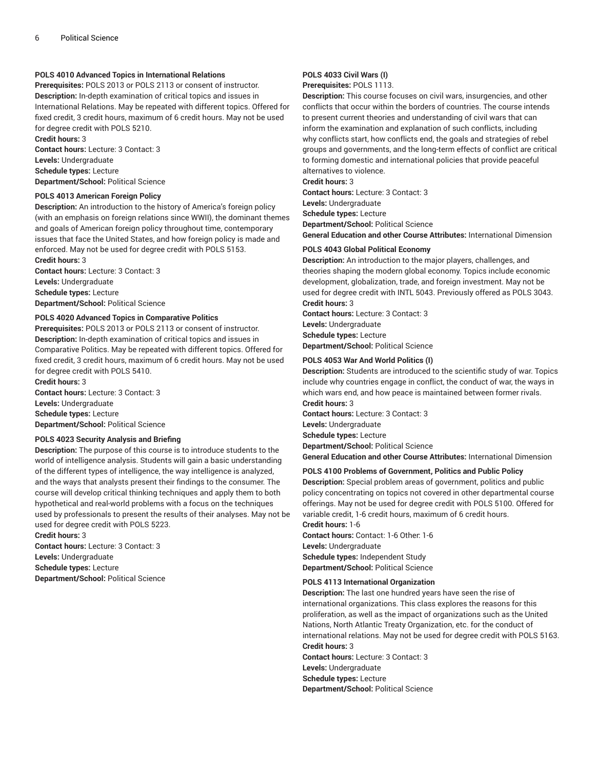**POLS 4010 Advanced Topics in International Relations**
**Prerequisites:** POLS 2013 or POLS 2113 or consent of instructor.
**Description:** In-depth examination of critical topics and issues in International Relations. May be repeated with different topics. Offered for fixed credit, 3 credit hours, maximum of 6 credit hours. May not be used for degree credit with POLS 5210.
**Credit hours:** 3
**Contact hours:** Lecture: 3 Contact: 3
**Levels:** Undergraduate
**Schedule types:** Lecture
**Department/School:** Political Science

**POLS 4013 American Foreign Policy**
**Description:** An introduction to the history of America's foreign policy (with an emphasis on foreign relations since WWII), the dominant themes and goals of American foreign policy throughout time, contemporary issues that face the United States, and how foreign policy is made and enforced. May not be used for degree credit with POLS 5153.
**Credit hours:** 3
**Contact hours:** Lecture: 3 Contact: 3
**Levels:** Undergraduate
**Schedule types:** Lecture
**Department/School:** Political Science

**POLS 4020 Advanced Topics in Comparative Politics**
**Prerequisites:** POLS 2013 or POLS 2113 or consent of instructor.
**Description:** In-depth examination of critical topics and issues in Comparative Politics. May be repeated with different topics. Offered for fixed credit, 3 credit hours, maximum of 6 credit hours. May not be used for degree credit with POLS 5410.
**Credit hours:** 3
**Contact hours:** Lecture: 3 Contact: 3
**Levels:** Undergraduate
**Schedule types:** Lecture
**Department/School:** Political Science

**POLS 4023 Security Analysis and Briefing**
**Description:** The purpose of this course is to introduce students to the world of intelligence analysis. Students will gain a basic understanding of the different types of intelligence, the way intelligence is analyzed, and the ways that analysts present their findings to the consumer. The course will develop critical thinking techniques and apply them to both hypothetical and real-world problems with a focus on the techniques used by professionals to present the results of their analyses. May not be used for degree credit with POLS 5223.
**Credit hours:** 3
**Contact hours:** Lecture: 3 Contact: 3
**Levels:** Undergraduate
**Schedule types:** Lecture
**Department/School:** Political Science

**POLS 4033 Civil Wars (I)**
**Prerequisites:** POLS 1113.
**Description:** This course focuses on civil wars, insurgencies, and other conflicts that occur within the borders of countries. The course intends to present current theories and understanding of civil wars that can inform the examination and explanation of such conflicts, including why conflicts start, how conflicts end, the goals and strategies of rebel groups and governments, and the long-term effects of conflict are critical to forming domestic and international policies that provide peaceful alternatives to violence.
**Credit hours:** 3
**Contact hours:** Lecture: 3 Contact: 3
**Levels:** Undergraduate
**Schedule types:** Lecture
**Department/School:** Political Science
**General Education and other Course Attributes:** International Dimension

**POLS 4043 Global Political Economy**
**Description:** An introduction to the major players, challenges, and theories shaping the modern global economy. Topics include economic development, globalization, trade, and foreign investment. May not be used for degree credit with INTL 5043. Previously offered as POLS 3043.
**Credit hours:** 3
**Contact hours:** Lecture: 3 Contact: 3
**Levels:** Undergraduate
**Schedule types:** Lecture
**Department/School:** Political Science

**POLS 4053 War And World Politics (I)**
**Description:** Students are introduced to the scientific study of war. Topics include why countries engage in conflict, the conduct of war, the ways in which wars end, and how peace is maintained between former rivals.
**Credit hours:** 3
**Contact hours:** Lecture: 3 Contact: 3
**Levels:** Undergraduate
**Schedule types:** Lecture
**Department/School:** Political Science
**General Education and other Course Attributes:** International Dimension

**POLS 4100 Problems of Government, Politics and Public Policy**
**Description:** Special problem areas of government, politics and public policy concentrating on topics not covered in other departmental course offerings. May not be used for degree credit with POLS 5100. Offered for variable credit, 1-6 credit hours, maximum of 6 credit hours.
**Credit hours:** 1-6
**Contact hours:** Contact: 1-6 Other: 1-6
**Levels:** Undergraduate
**Schedule types:** Independent Study
**Department/School:** Political Science

**POLS 4113 International Organization**
**Description:** The last one hundred years have seen the rise of international organizations. This class explores the reasons for this proliferation, as well as the impact of organizations such as the United Nations, North Atlantic Treaty Organization, etc. for the conduct of international relations. May not be used for degree credit with POLS 5163.
**Credit hours:** 3
**Contact hours:** Lecture: 3 Contact: 3
**Levels:** Undergraduate
**Schedule types:** Lecture
**Department/School:** Political Science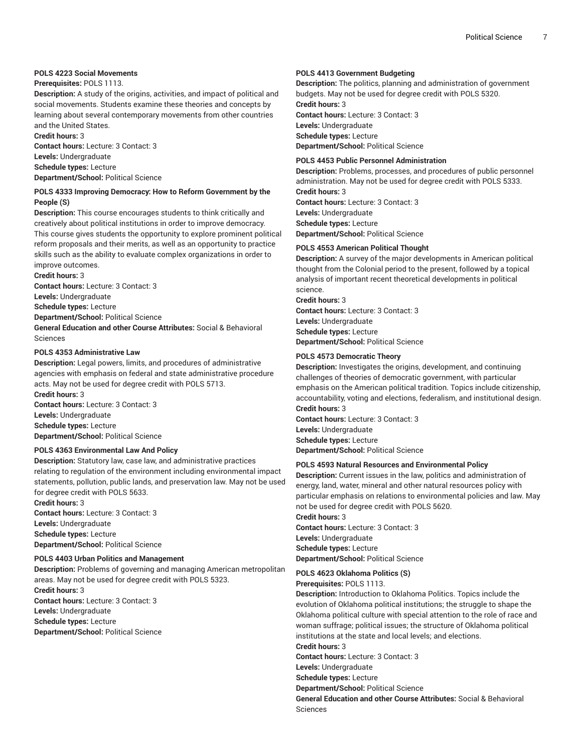#### POLS 4223 Social Movements

**Prerequisites:** POLS 1113.

**Description:** A study of the origins, activities, and impact of political and social movements. Students examine these theories and concepts by learning about several contemporary movements from other countries and the United States.

**Credit hours:** 3

**Contact hours:** Lecture: 3 Contact: 3

**Levels:** Undergraduate

**Schedule types:** Lecture

**Department/School:** Political Science

#### POLS 4333 Improving Democracy: How to Reform Government by the People (S)

**Description:** This course encourages students to think critically and creatively about political institutions in order to improve democracy. This course gives students the opportunity to explore prominent political reform proposals and their merits, as well as an opportunity to practice skills such as the ability to evaluate complex organizations in order to improve outcomes.

**Credit hours:** 3

**Contact hours:** Lecture: 3 Contact: 3

**Levels:** Undergraduate

**Schedule types:** Lecture

**Department/School:** Political Science

**General Education and other Course Attributes:** Social & Behavioral Sciences

#### POLS 4353 Administrative Law

**Description:** Legal powers, limits, and procedures of administrative agencies with emphasis on federal and state administrative procedure acts. May not be used for degree credit with POLS 5713.

**Credit hours:** 3

**Contact hours:** Lecture: 3 Contact: 3

**Levels:** Undergraduate

**Schedule types:** Lecture

**Department/School:** Political Science

#### POLS 4363 Environmental Law And Policy

**Description:** Statutory law, case law, and administrative practices relating to regulation of the environment including environmental impact statements, pollution, public lands, and preservation law. May not be used for degree credit with POLS 5633.

**Credit hours:** 3

**Contact hours:** Lecture: 3 Contact: 3

**Levels:** Undergraduate

**Schedule types:** Lecture

**Department/School:** Political Science

#### POLS 4403 Urban Politics and Management

**Description:** Problems of governing and managing American metropolitan areas. May not be used for degree credit with POLS 5323.

**Credit hours:** 3

**Contact hours:** Lecture: 3 Contact: 3

**Levels:** Undergraduate

**Schedule types:** Lecture

**Department/School:** Political Science

#### POLS 4413 Government Budgeting

**Description:** The politics, planning and administration of government budgets. May not be used for degree credit with POLS 5320.

**Credit hours:** 3

**Contact hours:** Lecture: 3 Contact: 3

**Levels:** Undergraduate

**Schedule types:** Lecture

**Department/School:** Political Science

#### POLS 4453 Public Personnel Administration

**Description:** Problems, processes, and procedures of public personnel administration. May not be used for degree credit with POLS 5333.

**Credit hours:** 3

**Contact hours:** Lecture: 3 Contact: 3

**Levels:** Undergraduate

**Schedule types:** Lecture

**Department/School:** Political Science

#### POLS 4553 American Political Thought

**Description:** A survey of the major developments in American political thought from the Colonial period to the present, followed by a topical analysis of important recent theoretical developments in political science.

**Credit hours:** 3

**Contact hours:** Lecture: 3 Contact: 3

**Levels:** Undergraduate

**Schedule types:** Lecture

**Department/School:** Political Science

#### POLS 4573 Democratic Theory

**Description:** Investigates the origins, development, and continuing challenges of theories of democratic government, with particular emphasis on the American political tradition. Topics include citizenship, accountability, voting and elections, federalism, and institutional design.

**Credit hours:** 3

**Contact hours:** Lecture: 3 Contact: 3

**Levels:** Undergraduate

**Schedule types:** Lecture

**Department/School:** Political Science

#### POLS 4593 Natural Resources and Environmental Policy

**Description:** Current issues in the law, politics and administration of energy, land, water, mineral and other natural resources policy with particular emphasis on relations to environmental policies and law. May not be used for degree credit with POLS 5620.

**Credit hours:** 3

**Contact hours:** Lecture: 3 Contact: 3

**Levels:** Undergraduate

**Schedule types:** Lecture

**Department/School:** Political Science

#### POLS 4623 Oklahoma Politics (S)

**Prerequisites:** POLS 1113.

**Description:** Introduction to Oklahoma Politics. Topics include the evolution of Oklahoma political institutions; the struggle to shape the Oklahoma political culture with special attention to the role of race and woman suffrage; political issues; the structure of Oklahoma political institutions at the state and local levels; and elections.

**Credit hours:** 3

**Contact hours:** Lecture: 3 Contact: 3

**Levels:** Undergraduate

**Schedule types:** Lecture

**Department/School:** Political Science

**General Education and other Course Attributes:** Social & Behavioral Sciences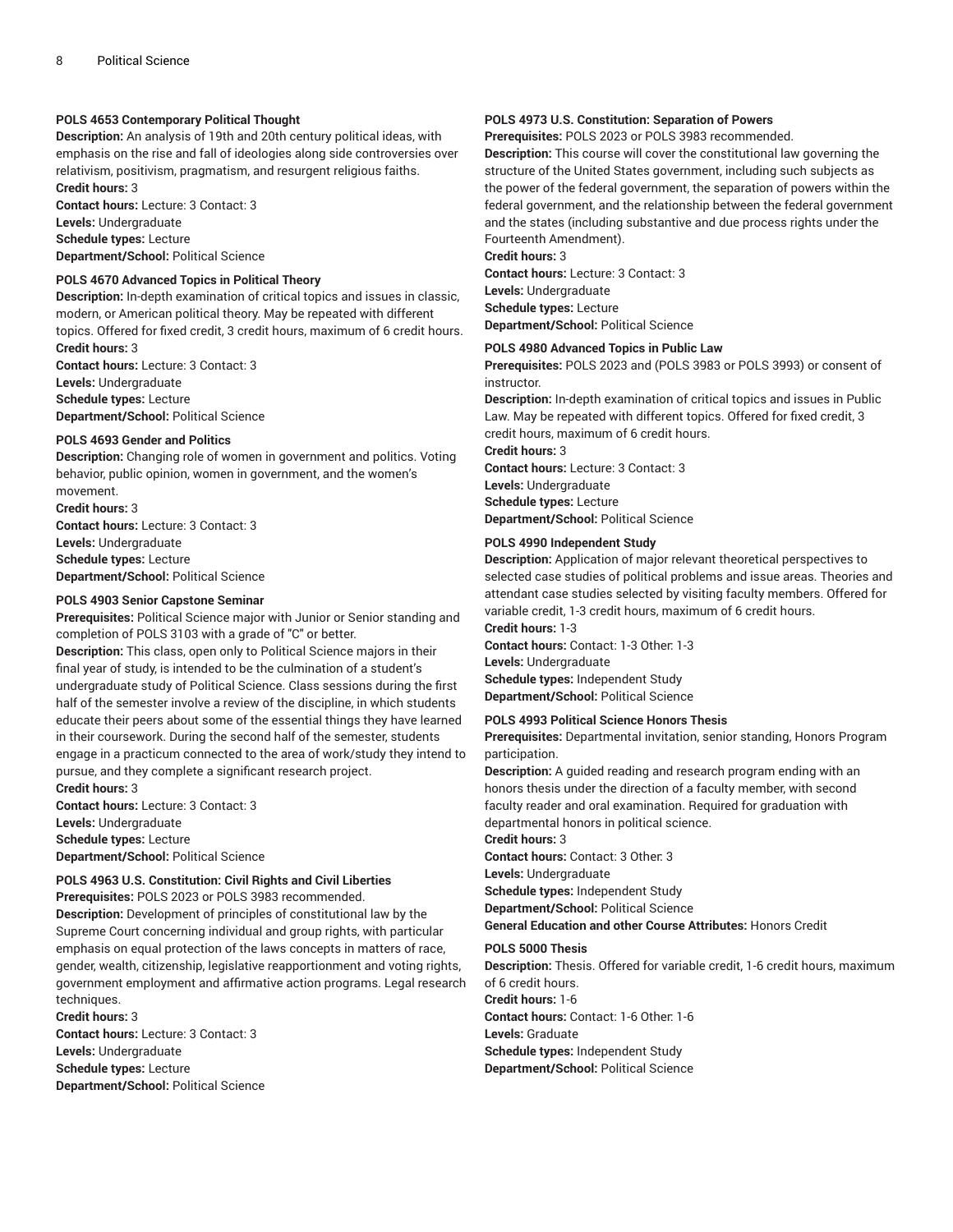#### POLS 4653 Contemporary Political Thought

**Description:** An analysis of 19th and 20th century political ideas, with emphasis on the rise and fall of ideologies along side controversies over relativism, positivism, pragmatism, and resurgent religious faiths.
**Credit hours:** 3
**Contact hours:** Lecture: 3 Contact: 3
**Levels:** Undergraduate
**Schedule types:** Lecture
**Department/School:** Political Science

#### POLS 4670 Advanced Topics in Political Theory

**Description:** In-depth examination of critical topics and issues in classic, modern, or American political theory. May be repeated with different topics. Offered for fixed credit, 3 credit hours, maximum of 6 credit hours.
**Credit hours:** 3
**Contact hours:** Lecture: 3 Contact: 3
**Levels:** Undergraduate
**Schedule types:** Lecture
**Department/School:** Political Science

#### POLS 4693 Gender and Politics

**Description:** Changing role of women in government and politics. Voting behavior, public opinion, women in government, and the women's movement.
**Credit hours:** 3
**Contact hours:** Lecture: 3 Contact: 3
**Levels:** Undergraduate
**Schedule types:** Lecture
**Department/School:** Political Science

#### POLS 4903 Senior Capstone Seminar

**Prerequisites:** Political Science major with Junior or Senior standing and completion of POLS 3103 with a grade of "C" or better.
**Description:** This class, open only to Political Science majors in their final year of study, is intended to be the culmination of a student's undergraduate study of Political Science. Class sessions during the first half of the semester involve a review of the discipline, in which students educate their peers about some of the essential things they have learned in their coursework. During the second half of the semester, students engage in a practicum connected to the area of work/study they intend to pursue, and they complete a significant research project.
**Credit hours:** 3
**Contact hours:** Lecture: 3 Contact: 3
**Levels:** Undergraduate
**Schedule types:** Lecture
**Department/School:** Political Science

#### POLS 4963 U.S. Constitution: Civil Rights and Civil Liberties

**Prerequisites:** POLS 2023 or POLS 3983 recommended.
**Description:** Development of principles of constitutional law by the Supreme Court concerning individual and group rights, with particular emphasis on equal protection of the laws concepts in matters of race, gender, wealth, citizenship, legislative reapportionment and voting rights, government employment and affirmative action programs. Legal research techniques.
**Credit hours:** 3
**Contact hours:** Lecture: 3 Contact: 3
**Levels:** Undergraduate
**Schedule types:** Lecture
**Department/School:** Political Science

#### POLS 4973 U.S. Constitution: Separation of Powers

**Prerequisites:** POLS 2023 or POLS 3983 recommended.
**Description:** This course will cover the constitutional law governing the structure of the United States government, including such subjects as the power of the federal government, the separation of powers within the federal government, and the relationship between the federal government and the states (including substantive and due process rights under the Fourteenth Amendment).
**Credit hours:** 3
**Contact hours:** Lecture: 3 Contact: 3
**Levels:** Undergraduate
**Schedule types:** Lecture
**Department/School:** Political Science

#### POLS 4980 Advanced Topics in Public Law

**Prerequisites:** POLS 2023 and (POLS 3983 or POLS 3993) or consent of instructor.
**Description:** In-depth examination of critical topics and issues in Public Law. May be repeated with different topics. Offered for fixed credit, 3 credit hours, maximum of 6 credit hours.
**Credit hours:** 3
**Contact hours:** Lecture: 3 Contact: 3
**Levels:** Undergraduate
**Schedule types:** Lecture
**Department/School:** Political Science

#### POLS 4990 Independent Study

**Description:** Application of major relevant theoretical perspectives to selected case studies of political problems and issue areas. Theories and attendant case studies selected by visiting faculty members. Offered for variable credit, 1-3 credit hours, maximum of 6 credit hours.
**Credit hours:** 1-3
**Contact hours:** Contact: 1-3 Other: 1-3
**Levels:** Undergraduate
**Schedule types:** Independent Study
**Department/School:** Political Science

#### POLS 4993 Political Science Honors Thesis

**Prerequisites:** Departmental invitation, senior standing, Honors Program participation.
**Description:** A guided reading and research program ending with an honors thesis under the direction of a faculty member, with second faculty reader and oral examination. Required for graduation with departmental honors in political science.
**Credit hours:** 3
**Contact hours:** Contact: 3 Other: 3
**Levels:** Undergraduate
**Schedule types:** Independent Study
**Department/School:** Political Science
**General Education and other Course Attributes:** Honors Credit

#### POLS 5000 Thesis

**Description:** Thesis. Offered for variable credit, 1-6 credit hours, maximum of 6 credit hours.
**Credit hours:** 1-6
**Contact hours:** Contact: 1-6 Other: 1-6
**Levels:** Graduate
**Schedule types:** Independent Study
**Department/School:** Political Science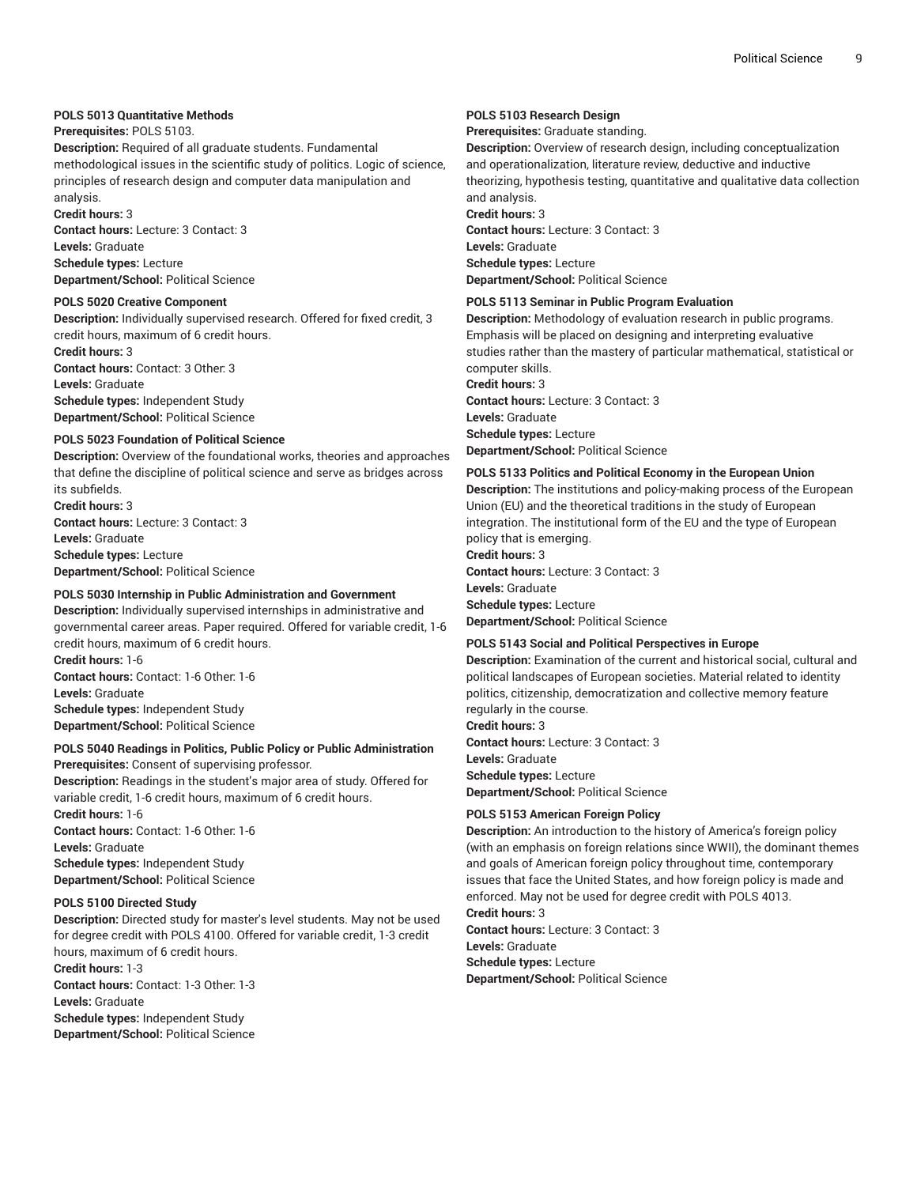**POLS 5013 Quantitative Methods**
**Prerequisites:** POLS 5103.
**Description:** Required of all graduate students. Fundamental methodological issues in the scientific study of politics. Logic of science, principles of research design and computer data manipulation and analysis.
**Credit hours:** 3
**Contact hours:** Lecture: 3 Contact: 3
**Levels:** Graduate
**Schedule types:** Lecture
**Department/School:** Political Science

**POLS 5020 Creative Component**
**Description:** Individually supervised research. Offered for fixed credit, 3 credit hours, maximum of 6 credit hours.
**Credit hours:** 3
**Contact hours:** Contact: 3 Other: 3
**Levels:** Graduate
**Schedule types:** Independent Study
**Department/School:** Political Science

**POLS 5023 Foundation of Political Science**
**Description:** Overview of the foundational works, theories and approaches that define the discipline of political science and serve as bridges across its subfields.
**Credit hours:** 3
**Contact hours:** Lecture: 3 Contact: 3
**Levels:** Graduate
**Schedule types:** Lecture
**Department/School:** Political Science

**POLS 5030 Internship in Public Administration and Government**
**Description:** Individually supervised internships in administrative and governmental career areas. Paper required. Offered for variable credit, 1-6 credit hours, maximum of 6 credit hours.
**Credit hours:** 1-6
**Contact hours:** Contact: 1-6 Other: 1-6
**Levels:** Graduate
**Schedule types:** Independent Study
**Department/School:** Political Science

**POLS 5040 Readings in Politics, Public Policy or Public Administration**
**Prerequisites:** Consent of supervising professor.
**Description:** Readings in the student's major area of study. Offered for variable credit, 1-6 credit hours, maximum of 6 credit hours.
**Credit hours:** 1-6
**Contact hours:** Contact: 1-6 Other: 1-6
**Levels:** Graduate
**Schedule types:** Independent Study
**Department/School:** Political Science

**POLS 5100 Directed Study**
**Description:** Directed study for master's level students. May not be used for degree credit with POLS 4100. Offered for variable credit, 1-3 credit hours, maximum of 6 credit hours.
**Credit hours:** 1-3
**Contact hours:** Contact: 1-3 Other: 1-3
**Levels:** Graduate
**Schedule types:** Independent Study
**Department/School:** Political Science

**POLS 5103 Research Design**
**Prerequisites:** Graduate standing.
**Description:** Overview of research design, including conceptualization and operationalization, literature review, deductive and inductive theorizing, hypothesis testing, quantitative and qualitative data collection and analysis.
**Credit hours:** 3
**Contact hours:** Lecture: 3 Contact: 3
**Levels:** Graduate
**Schedule types:** Lecture
**Department/School:** Political Science

**POLS 5113 Seminar in Public Program Evaluation**
**Description:** Methodology of evaluation research in public programs. Emphasis will be placed on designing and interpreting evaluative studies rather than the mastery of particular mathematical, statistical or computer skills.
**Credit hours:** 3
**Contact hours:** Lecture: 3 Contact: 3
**Levels:** Graduate
**Schedule types:** Lecture
**Department/School:** Political Science

**POLS 5133 Politics and Political Economy in the European Union**
**Description:** The institutions and policy-making process of the European Union (EU) and the theoretical traditions in the study of European integration. The institutional form of the EU and the type of European policy that is emerging.
**Credit hours:** 3
**Contact hours:** Lecture: 3 Contact: 3
**Levels:** Graduate
**Schedule types:** Lecture
**Department/School:** Political Science

**POLS 5143 Social and Political Perspectives in Europe**
**Description:** Examination of the current and historical social, cultural and political landscapes of European societies. Material related to identity politics, citizenship, democratization and collective memory feature regularly in the course.
**Credit hours:** 3
**Contact hours:** Lecture: 3 Contact: 3
**Levels:** Graduate
**Schedule types:** Lecture
**Department/School:** Political Science

**POLS 5153 American Foreign Policy**
**Description:** An introduction to the history of America's foreign policy (with an emphasis on foreign relations since WWII), the dominant themes and goals of American foreign policy throughout time, contemporary issues that face the United States, and how foreign policy is made and enforced. May not be used for degree credit with POLS 4013.
**Credit hours:** 3
**Contact hours:** Lecture: 3 Contact: 3
**Levels:** Graduate
**Schedule types:** Lecture
**Department/School:** Political Science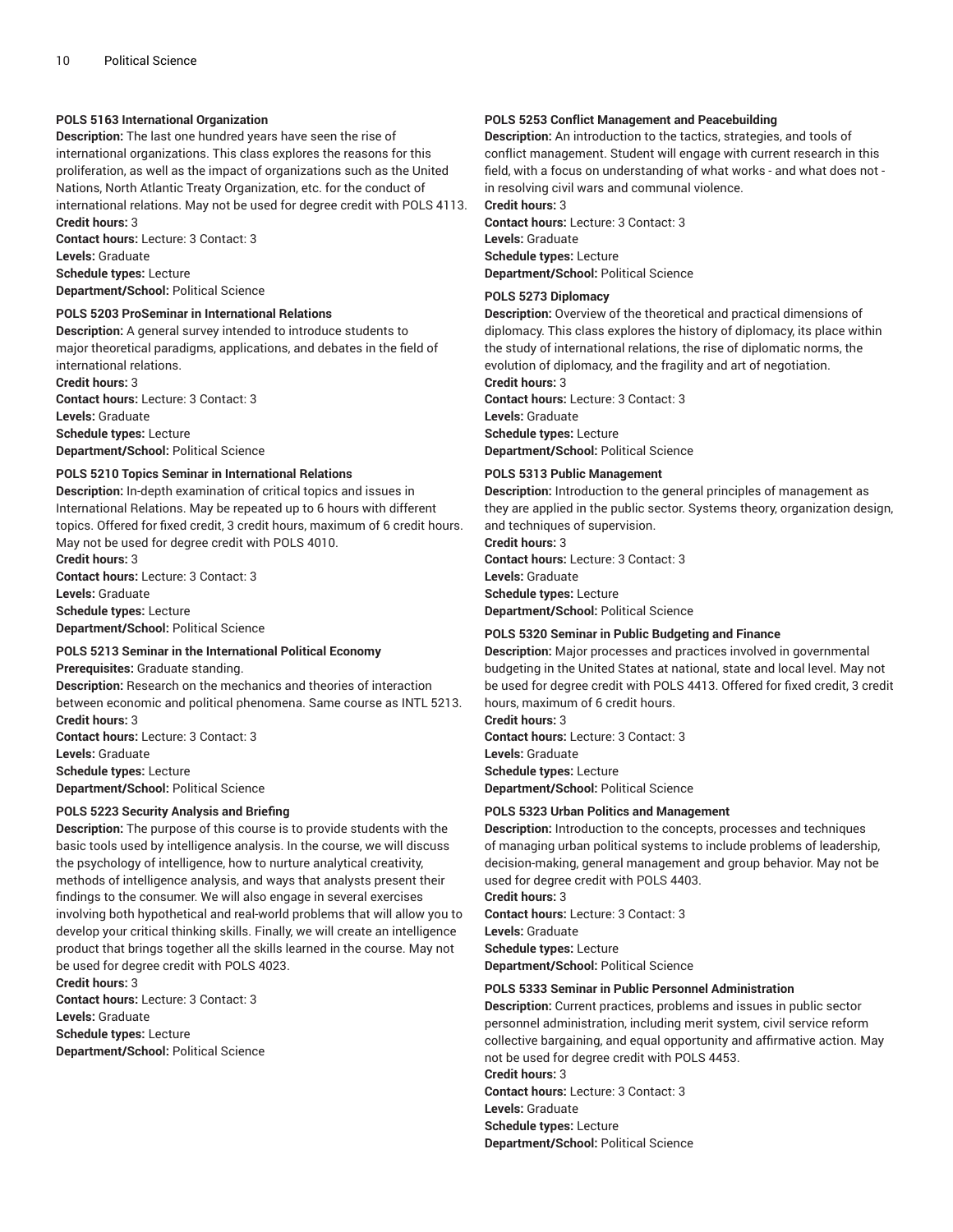#### POLS 5163 International Organization

**Description:** The last one hundred years have seen the rise of international organizations. This class explores the reasons for this proliferation, as well as the impact of organizations such as the United Nations, North Atlantic Treaty Organization, etc. for the conduct of international relations. May not be used for degree credit with POLS 4113.
**Credit hours:** 3
**Contact hours:** Lecture: 3 Contact: 3
**Levels:** Graduate
**Schedule types:** Lecture
**Department/School:** Political Science

#### POLS 5203 ProSeminar in International Relations

**Description:** A general survey intended to introduce students to major theoretical paradigms, applications, and debates in the field of international relations.
**Credit hours:** 3
**Contact hours:** Lecture: 3 Contact: 3
**Levels:** Graduate
**Schedule types:** Lecture
**Department/School:** Political Science

#### POLS 5210 Topics Seminar in International Relations

**Description:** In-depth examination of critical topics and issues in International Relations. May be repeated up to 6 hours with different topics. Offered for fixed credit, 3 credit hours, maximum of 6 credit hours. May not be used for degree credit with POLS 4010.
**Credit hours:** 3
**Contact hours:** Lecture: 3 Contact: 3
**Levels:** Graduate
**Schedule types:** Lecture
**Department/School:** Political Science

#### POLS 5213 Seminar in the International Political Economy

**Prerequisites:** Graduate standing.
**Description:** Research on the mechanics and theories of interaction between economic and political phenomena. Same course as INTL 5213.
**Credit hours:** 3
**Contact hours:** Lecture: 3 Contact: 3
**Levels:** Graduate
**Schedule types:** Lecture
**Department/School:** Political Science

#### POLS 5223 Security Analysis and Briefing

**Description:** The purpose of this course is to provide students with the basic tools used by intelligence analysis. In the course, we will discuss the psychology of intelligence, how to nurture analytical creativity, methods of intelligence analysis, and ways that analysts present their findings to the consumer. We will also engage in several exercises involving both hypothetical and real-world problems that will allow you to develop your critical thinking skills. Finally, we will create an intelligence product that brings together all the skills learned in the course. May not be used for degree credit with POLS 4023.
**Credit hours:** 3
**Contact hours:** Lecture: 3 Contact: 3
**Levels:** Graduate
**Schedule types:** Lecture
**Department/School:** Political Science

#### POLS 5253 Conflict Management and Peacebuilding

**Description:** An introduction to the tactics, strategies, and tools of conflict management. Student will engage with current research in this field, with a focus on understanding of what works - and what does not - in resolving civil wars and communal violence.
**Credit hours:** 3
**Contact hours:** Lecture: 3 Contact: 3
**Levels:** Graduate
**Schedule types:** Lecture
**Department/School:** Political Science

#### POLS 5273 Diplomacy

**Description:** Overview of the theoretical and practical dimensions of diplomacy. This class explores the history of diplomacy, its place within the study of international relations, the rise of diplomatic norms, the evolution of diplomacy, and the fragility and art of negotiation.
**Credit hours:** 3
**Contact hours:** Lecture: 3 Contact: 3
**Levels:** Graduate
**Schedule types:** Lecture
**Department/School:** Political Science

#### POLS 5313 Public Management

**Description:** Introduction to the general principles of management as they are applied in the public sector. Systems theory, organization design, and techniques of supervision.
**Credit hours:** 3
**Contact hours:** Lecture: 3 Contact: 3
**Levels:** Graduate
**Schedule types:** Lecture
**Department/School:** Political Science

#### POLS 5320 Seminar in Public Budgeting and Finance

**Description:** Major processes and practices involved in governmental budgeting in the United States at national, state and local level. May not be used for degree credit with POLS 4413. Offered for fixed credit, 3 credit hours, maximum of 6 credit hours.
**Credit hours:** 3
**Contact hours:** Lecture: 3 Contact: 3
**Levels:** Graduate
**Schedule types:** Lecture
**Department/School:** Political Science

#### POLS 5323 Urban Politics and Management

**Description:** Introduction to the concepts, processes and techniques of managing urban political systems to include problems of leadership, decision-making, general management and group behavior. May not be used for degree credit with POLS 4403.
**Credit hours:** 3
**Contact hours:** Lecture: 3 Contact: 3
**Levels:** Graduate
**Schedule types:** Lecture
**Department/School:** Political Science

#### POLS 5333 Seminar in Public Personnel Administration

**Description:** Current practices, problems and issues in public sector personnel administration, including merit system, civil service reform collective bargaining, and equal opportunity and affirmative action. May not be used for degree credit with POLS 4453.
**Credit hours:** 3
**Contact hours:** Lecture: 3 Contact: 3
**Levels:** Graduate
**Schedule types:** Lecture
**Department/School:** Political Science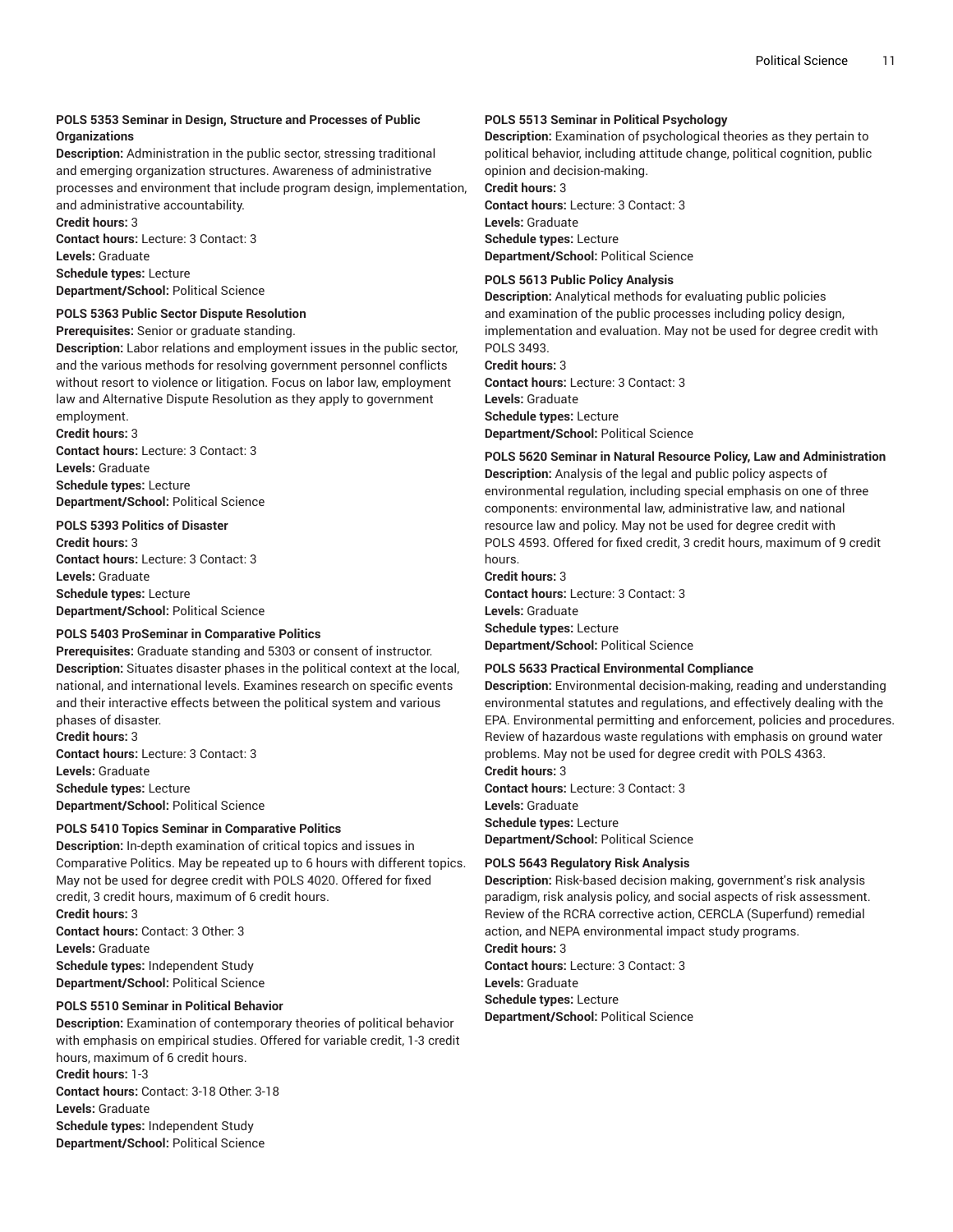**POLS 5353 Seminar in Design, Structure and Processes of Public Organizations**

**Description:** Administration in the public sector, stressing traditional and emerging organization structures. Awareness of administrative processes and environment that include program design, implementation, and administrative accountability.
**Credit hours:** 3
**Contact hours:** Lecture: 3 Contact: 3
**Levels:** Graduate
**Schedule types:** Lecture
**Department/School:** Political Science

**POLS 5363 Public Sector Dispute Resolution**

**Prerequisites:** Senior or graduate standing.
**Description:** Labor relations and employment issues in the public sector, and the various methods for resolving government personnel conflicts without resort to violence or litigation. Focus on labor law, employment law and Alternative Dispute Resolution as they apply to government employment.
**Credit hours:** 3
**Contact hours:** Lecture: 3 Contact: 3
**Levels:** Graduate
**Schedule types:** Lecture
**Department/School:** Political Science

**POLS 5393 Politics of Disaster**

**Credit hours:** 3
**Contact hours:** Lecture: 3 Contact: 3
**Levels:** Graduate
**Schedule types:** Lecture
**Department/School:** Political Science

**POLS 5403 ProSeminar in Comparative Politics**

**Prerequisites:** Graduate standing and 5303 or consent of instructor.
**Description:** Situates disaster phases in the political context at the local, national, and international levels. Examines research on specific events and their interactive effects between the political system and various phases of disaster.
**Credit hours:** 3
**Contact hours:** Lecture: 3 Contact: 3
**Levels:** Graduate
**Schedule types:** Lecture
**Department/School:** Political Science

**POLS 5410 Topics Seminar in Comparative Politics**

**Description:** In-depth examination of critical topics and issues in Comparative Politics. May be repeated up to 6 hours with different topics. May not be used for degree credit with POLS 4020. Offered for fixed credit, 3 credit hours, maximum of 6 credit hours.
**Credit hours:** 3
**Contact hours:** Contact: 3 Other: 3
**Levels:** Graduate
**Schedule types:** Independent Study
**Department/School:** Political Science

**POLS 5510 Seminar in Political Behavior**

**Description:** Examination of contemporary theories of political behavior with emphasis on empirical studies. Offered for variable credit, 1-3 credit hours, maximum of 6 credit hours.
**Credit hours:** 1-3
**Contact hours:** Contact: 3-18 Other: 3-18
**Levels:** Graduate
**Schedule types:** Independent Study
**Department/School:** Political Science

**POLS 5513 Seminar in Political Psychology**

**Description:** Examination of psychological theories as they pertain to political behavior, including attitude change, political cognition, public opinion and decision-making.
**Credit hours:** 3
**Contact hours:** Lecture: 3 Contact: 3
**Levels:** Graduate
**Schedule types:** Lecture
**Department/School:** Political Science

**POLS 5613 Public Policy Analysis**

**Description:** Analytical methods for evaluating public policies and examination of the public processes including policy design, implementation and evaluation. May not be used for degree credit with POLS 3493.
**Credit hours:** 3
**Contact hours:** Lecture: 3 Contact: 3
**Levels:** Graduate
**Schedule types:** Lecture
**Department/School:** Political Science

**POLS 5620 Seminar in Natural Resource Policy, Law and Administration**

**Description:** Analysis of the legal and public policy aspects of environmental regulation, including special emphasis on one of three components: environmental law, administrative law, and national resource law and policy. May not be used for degree credit with POLS 4593. Offered for fixed credit, 3 credit hours, maximum of 9 credit hours.
**Credit hours:** 3
**Contact hours:** Lecture: 3 Contact: 3
**Levels:** Graduate
**Schedule types:** Lecture
**Department/School:** Political Science

**POLS 5633 Practical Environmental Compliance**

**Description:** Environmental decision-making, reading and understanding environmental statutes and regulations, and effectively dealing with the EPA. Environmental permitting and enforcement, policies and procedures. Review of hazardous waste regulations with emphasis on ground water problems. May not be used for degree credit with POLS 4363.
**Credit hours:** 3
**Contact hours:** Lecture: 3 Contact: 3
**Levels:** Graduate
**Schedule types:** Lecture
**Department/School:** Political Science

**POLS 5643 Regulatory Risk Analysis**

**Description:** Risk-based decision making, government's risk analysis paradigm, risk analysis policy, and social aspects of risk assessment. Review of the RCRA corrective action, CERCLA (Superfund) remedial action, and NEPA environmental impact study programs.
**Credit hours:** 3
**Contact hours:** Lecture: 3 Contact: 3
**Levels:** Graduate
**Schedule types:** Lecture
**Department/School:** Political Science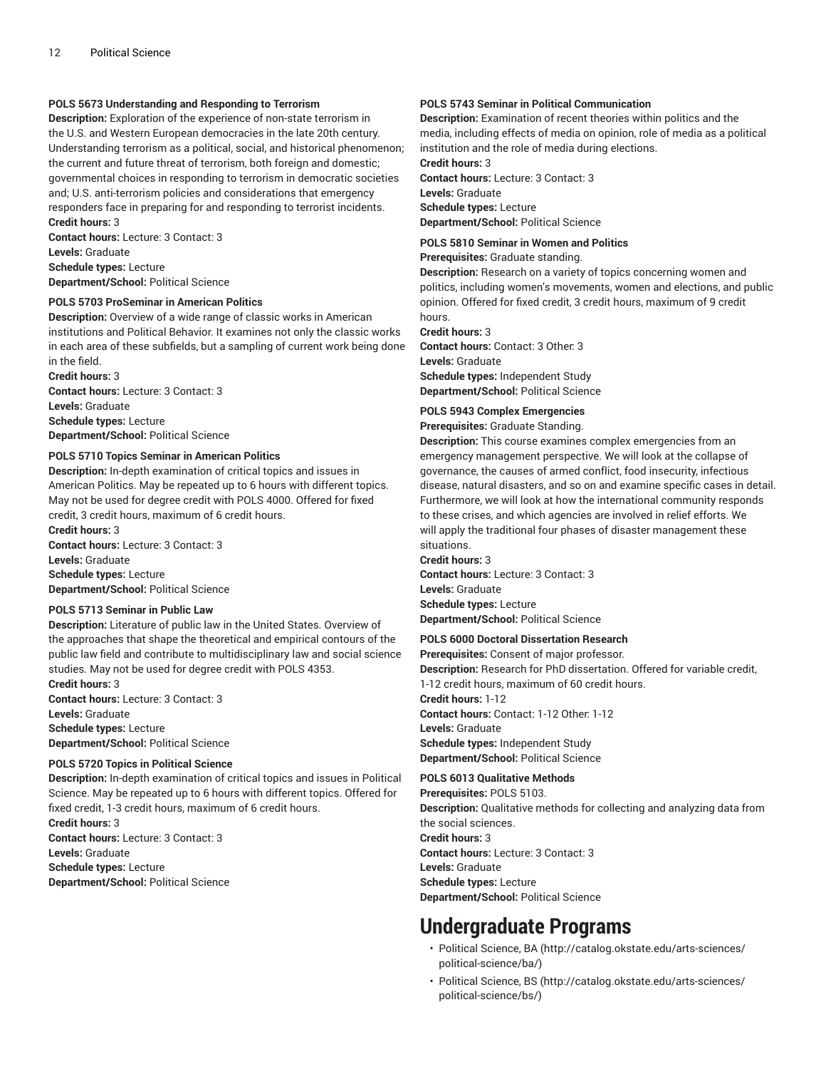**POLS 5673 Understanding and Responding to Terrorism**
**Description:** Exploration of the experience of non-state terrorism in the U.S. and Western European democracies in the late 20th century. Understanding terrorism as a political, social, and historical phenomenon; the current and future threat of terrorism, both foreign and domestic; governmental choices in responding to terrorism in democratic societies and; U.S. anti-terrorism policies and considerations that emergency responders face in preparing for and responding to terrorist incidents.
**Credit hours:** 3
**Contact hours:** Lecture: 3 Contact: 3
**Levels:** Graduate
**Schedule types:** Lecture
**Department/School:** Political Science

**POLS 5703 ProSeminar in American Politics**
**Description:** Overview of a wide range of classic works in American institutions and Political Behavior. It examines not only the classic works in each area of these subfields, but a sampling of current work being done in the field.
**Credit hours:** 3
**Contact hours:** Lecture: 3 Contact: 3
**Levels:** Graduate
**Schedule types:** Lecture
**Department/School:** Political Science

**POLS 5710 Topics Seminar in American Politics**
**Description:** In-depth examination of critical topics and issues in American Politics. May be repeated up to 6 hours with different topics. May not be used for degree credit with POLS 4000. Offered for fixed credit, 3 credit hours, maximum of 6 credit hours.
**Credit hours:** 3
**Contact hours:** Lecture: 3 Contact: 3
**Levels:** Graduate
**Schedule types:** Lecture
**Department/School:** Political Science

**POLS 5713 Seminar in Public Law**
**Description:** Literature of public law in the United States. Overview of the approaches that shape the theoretical and empirical contours of the public law field and contribute to multidisciplinary law and social science studies. May not be used for degree credit with POLS 4353.
**Credit hours:** 3
**Contact hours:** Lecture: 3 Contact: 3
**Levels:** Graduate
**Schedule types:** Lecture
**Department/School:** Political Science

**POLS 5720 Topics in Political Science**
**Description:** In-depth examination of critical topics and issues in Political Science. May be repeated up to 6 hours with different topics. Offered for fixed credit, 1-3 credit hours, maximum of 6 credit hours.
**Credit hours:** 3
**Contact hours:** Lecture: 3 Contact: 3
**Levels:** Graduate
**Schedule types:** Lecture
**Department/School:** Political Science

**POLS 5743 Seminar in Political Communication**
**Description:** Examination of recent theories within politics and the media, including effects of media on opinion, role of media as a political institution and the role of media during elections.
**Credit hours:** 3
**Contact hours:** Lecture: 3 Contact: 3
**Levels:** Graduate
**Schedule types:** Lecture
**Department/School:** Political Science

**POLS 5810 Seminar in Women and Politics**
**Prerequisites:** Graduate standing.
**Description:** Research on a variety of topics concerning women and politics, including women's movements, women and elections, and public opinion. Offered for fixed credit, 3 credit hours, maximum of 9 credit hours.
**Credit hours:** 3
**Contact hours:** Contact: 3 Other: 3
**Levels:** Graduate
**Schedule types:** Independent Study
**Department/School:** Political Science

**POLS 5943 Complex Emergencies**
**Prerequisites:** Graduate Standing.
**Description:** This course examines complex emergencies from an emergency management perspective. We will look at the collapse of governance, the causes of armed conflict, food insecurity, infectious disease, natural disasters, and so on and examine specific cases in detail. Furthermore, we will look at how the international community responds to these crises, and which agencies are involved in relief efforts. We will apply the traditional four phases of disaster management these situations.
**Credit hours:** 3
**Contact hours:** Lecture: 3 Contact: 3
**Levels:** Graduate
**Schedule types:** Lecture
**Department/School:** Political Science

**POLS 6000 Doctoral Dissertation Research**
**Prerequisites:** Consent of major professor.
**Description:** Research for PhD dissertation. Offered for variable credit, 1-12 credit hours, maximum of 60 credit hours.
**Credit hours:** 1-12
**Contact hours:** Contact: 1-12 Other: 1-12
**Levels:** Graduate
**Schedule types:** Independent Study
**Department/School:** Political Science

**POLS 6013 Qualitative Methods**
**Prerequisites:** POLS 5103.
**Description:** Qualitative methods for collecting and analyzing data from the social sciences.
**Credit hours:** 3
**Contact hours:** Lecture: 3 Contact: 3
**Levels:** Graduate
**Schedule types:** Lecture
**Department/School:** Political Science

# Undergraduate Programs

- Political Science, BA (http://catalog.okstate.edu/arts-sciences/political-science/ba/)
- Political Science, BS (http://catalog.okstate.edu/arts-sciences/political-science/bs/)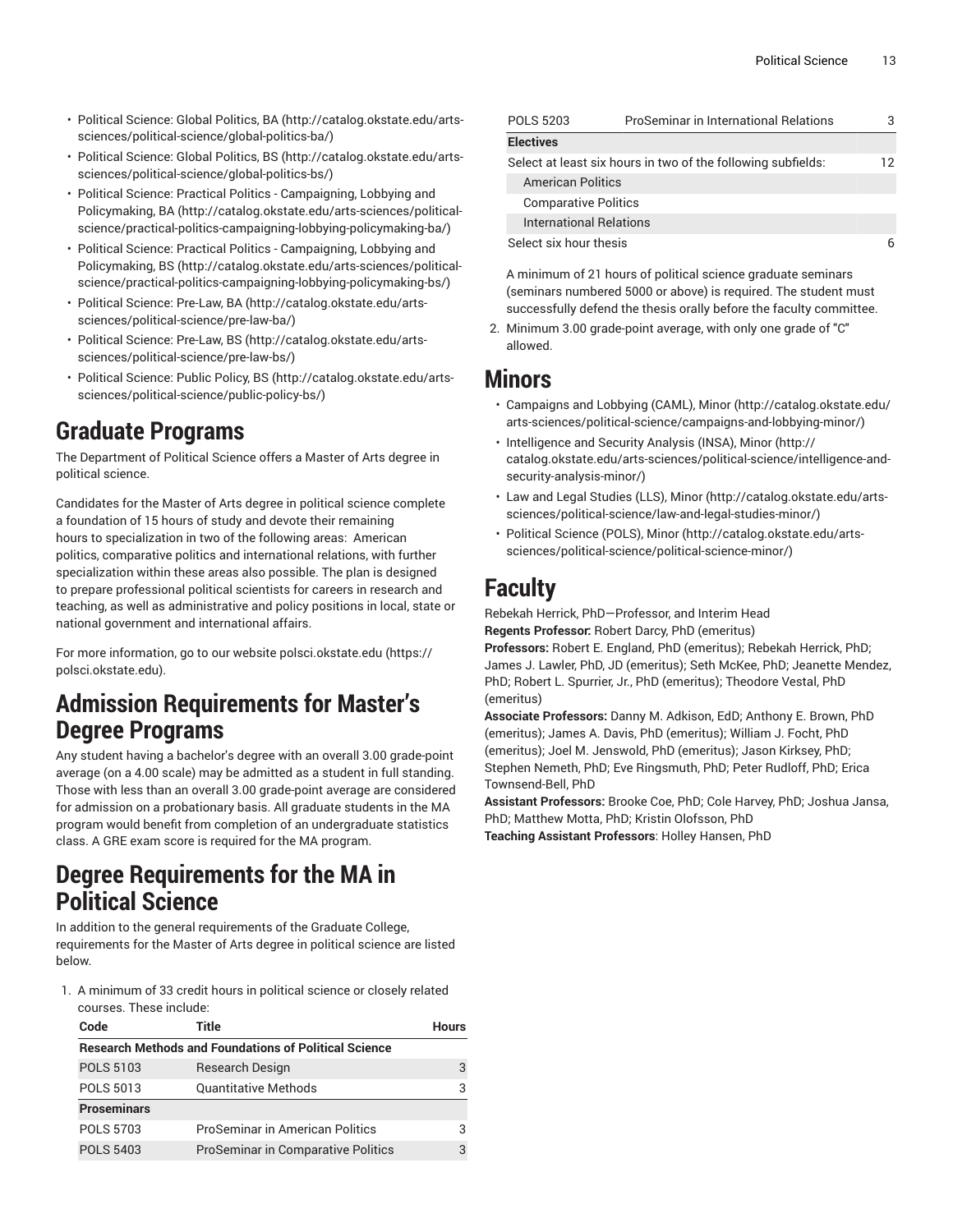- Political Science: Global Politics, BA (http://catalog.okstate.edu/arts-sciences/political-science/global-politics-ba/)
- Political Science: Global Politics, BS (http://catalog.okstate.edu/arts-sciences/political-science/global-politics-bs/)
- Political Science: Practical Politics - Campaigning, Lobbying and Policymaking, BA (http://catalog.okstate.edu/arts-sciences/political-science/practical-politics-campaigning-lobbying-policymaking-ba/)
- Political Science: Practical Politics - Campaigning, Lobbying and Policymaking, BS (http://catalog.okstate.edu/arts-sciences/political-science/practical-politics-campaigning-lobbying-policymaking-bs/)
- Political Science: Pre-Law, BA (http://catalog.okstate.edu/arts-sciences/political-science/pre-law-ba/)
- Political Science: Pre-Law, BS (http://catalog.okstate.edu/arts-sciences/political-science/pre-law-bs/)
- Political Science: Public Policy, BS (http://catalog.okstate.edu/arts-sciences/political-science/public-policy-bs/)

# Graduate Programs

The Department of Political Science offers a Master of Arts degree in political science.

Candidates for the Master of Arts degree in political science complete a foundation of 15 hours of study and devote their remaining hours to specialization in two of the following areas: American politics, comparative politics and international relations, with further specialization within these areas also possible. The plan is designed to prepare professional political scientists for careers in research and teaching, as well as administrative and policy positions in local, state or national government and international affairs.

For more information, go to our website polsci.okstate.edu (https://polsci.okstate.edu).

# Admission Requirements for Master's Degree Programs

Any student having a bachelor's degree with an overall 3.00 grade-point average (on a 4.00 scale) may be admitted as a student in full standing. Those with less than an overall 3.00 grade-point average are considered for admission on a probationary basis. All graduate students in the MA program would benefit from completion of an undergraduate statistics class. A GRE exam score is required for the MA program.

# Degree Requirements for the MA in Political Science

In addition to the general requirements of the Graduate College, requirements for the Master of Arts degree in political science are listed below.

1. A minimum of 33 credit hours in political science or closely related courses. These include:

| Code | Title | Hours |
|---|---|---|
| **Research Methods and Foundations of Political Science** | | |
| POLS 5103 | Research Design | 3 |
| POLS 5013 | Quantitative Methods | 3 |
| **Proseminars** | | |
| POLS 5703 | ProSeminar in American Politics | 3 |
| POLS 5403 | ProSeminar in Comparative Politics | 3 |
| POLS 5203 | ProSeminar in International Relations | 3 |
| **Electives** | | |
| Select at least six hours in two of the following subfields: | | 12 |
| American Politics | | |
| Comparative Politics | | |
| International Relations | | |
| Select six hour thesis | | 6 |

A minimum of 21 hours of political science graduate seminars (seminars numbered 5000 or above) is required. The student must successfully defend the thesis orally before the faculty committee.

2. Minimum 3.00 grade-point average, with only one grade of "C" allowed.

# Minors

- Campaigns and Lobbying (CAML), Minor (http://catalog.okstate.edu/arts-sciences/political-science/campaigns-and-lobbying-minor/)
- Intelligence and Security Analysis (INSA), Minor (http://catalog.okstate.edu/arts-sciences/political-science/intelligence-and-security-analysis-minor/)
- Law and Legal Studies (LLS), Minor (http://catalog.okstate.edu/arts-sciences/political-science/law-and-legal-studies-minor/)
- Political Science (POLS), Minor (http://catalog.okstate.edu/arts-sciences/political-science/political-science-minor/)

# Faculty

Rebekah Herrick, PhD—Professor, and Interim Head

**Regents Professor:** Robert Darcy, PhD (emeritus)

**Professors:** Robert E. England, PhD (emeritus); Rebekah Herrick, PhD; James J. Lawler, PhD, JD (emeritus); Seth McKee, PhD; Jeanette Mendez, PhD; Robert L. Spurrier, Jr., PhD (emeritus); Theodore Vestal, PhD (emeritus)

**Associate Professors:** Danny M. Adkison, EdD; Anthony E. Brown, PhD (emeritus); James A. Davis, PhD (emeritus); William J. Focht, PhD (emeritus); Joel M. Jenswold, PhD (emeritus); Jason Kirksey, PhD; Stephen Nemeth, PhD; Eve Ringsmuth, PhD; Peter Rudloff, PhD; Erica Townsend-Bell, PhD

**Assistant Professors:** Brooke Coe, PhD; Cole Harvey, PhD; Joshua Jansa, PhD; Matthew Motta, PhD; Kristin Olofsson, PhD

**Teaching Assistant Professors**: Holley Hansen, PhD